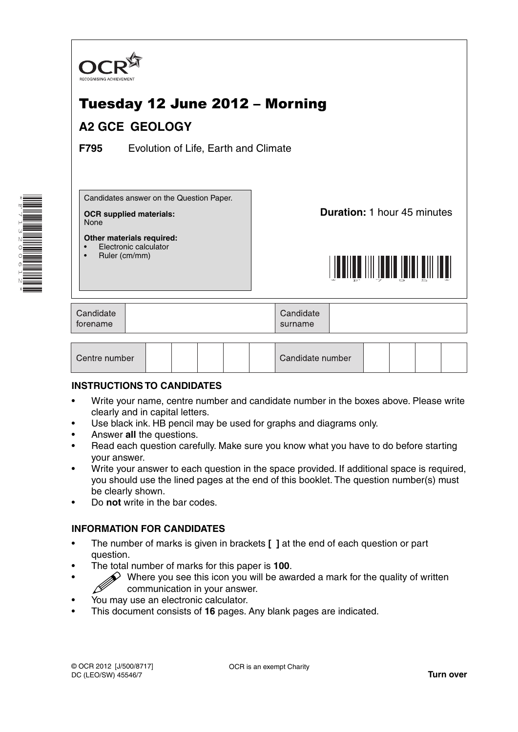OCR

RECOGNISING ACHIEVEMENT

# Tuesday 12 June 2012 – Morning

## A2 GCE GEOLOGY

**F795** Evolution of Life, Earth and Climate

Candidates answer on the Question Paper.

**OCR supplied materials:**
None

**Other materials required:**
- Electronic calculator
- Ruler (cm/mm)

**Duration:** 1 hour 45 minutes

| Candidate forename | | Candidate surname | |
|---|---|---|---|

| Centre number | | | | | | Candidate number | | | | |
|---|---|---|---|---|---|---|---|---|---|---|

**INSTRUCTIONS TO CANDIDATES**

- Write your name, centre number and candidate number in the boxes above. Please write clearly and in capital letters.
- Use black ink. HB pencil may be used for graphs and diagrams only.
- Answer **all** the questions.
- Read each question carefully. Make sure you know what you have to do before starting your answer.
- Write your answer to each question in the space provided. If additional space is required, you should use the lined pages at the end of this booklet. The question number(s) must be clearly shown.
- Do **not** write in the bar codes.

**INFORMATION FOR CANDIDATES**

- The number of marks is given in brackets **[ ]** at the end of each question or part question.
- The total number of marks for this paper is **100**.
- Where you see this icon you will be awarded a mark for the quality of written communication in your answer.
- You may use an electronic calculator.
- This document consists of **16** pages. Any blank pages are indicated.

© OCR 2012 [J/500/8717]
DC (LEO/SW) 45546/7

OCR is an exempt Charity

**Turn over**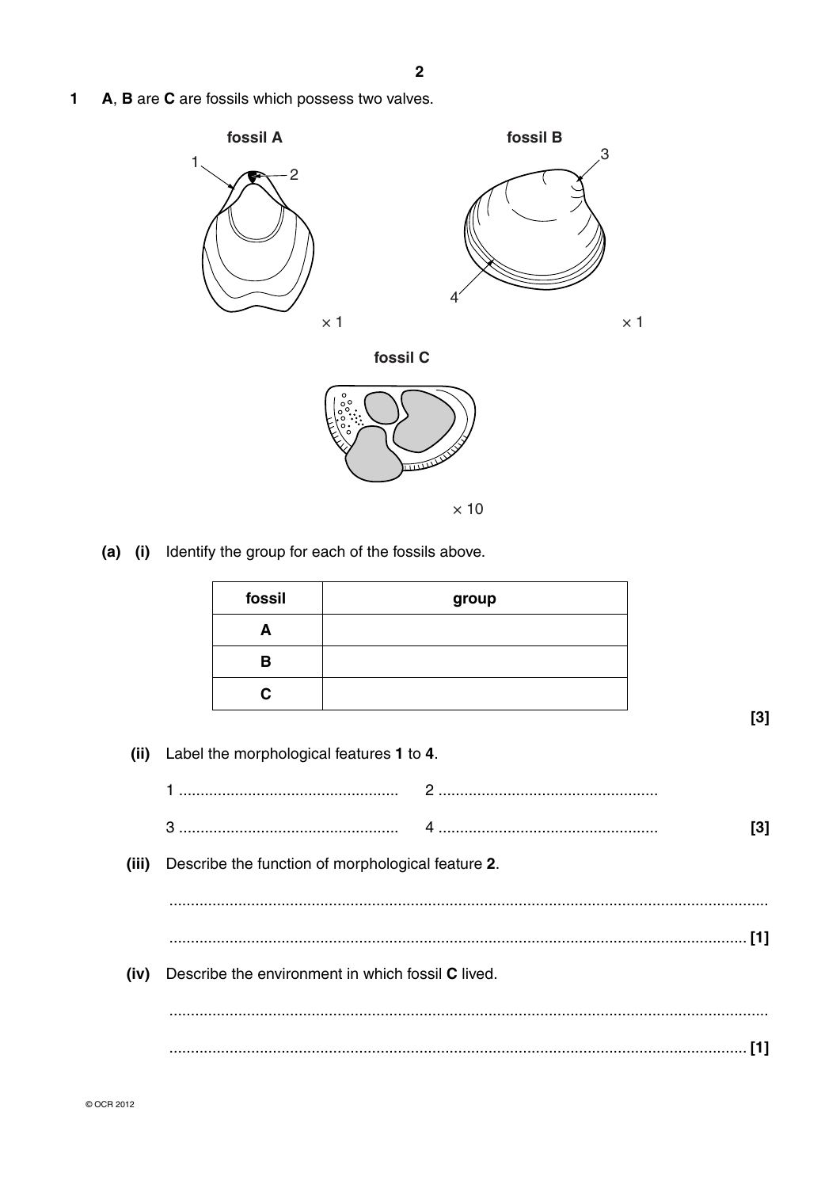**1** **A**, **B** are **C** are fossils which possess two valves.

**fossil A**

1, 2

× 1

**fossil B**

3, 4

× 1

**fossil C**

× 10

**(a) (i)** Identify the group for each of the fossils above.

| fossil | group |
|---|---|
| **A** | |
| **B** | |
| **C** | |

**[3]**

**(ii)** Label the morphological features **1** to **4**.

1 ..................................................... 2 .....................................................

3 ..................................................... 4 ..................................................... **[3]**

**(iii)** Describe the function of morphological feature **2**.

..........................................................................................................................................

.......................................................................................................................................... **[1]**

**(iv)** Describe the environment in which fossil **C** lived.

..........................................................................................................................................

.......................................................................................................................................... **[1]**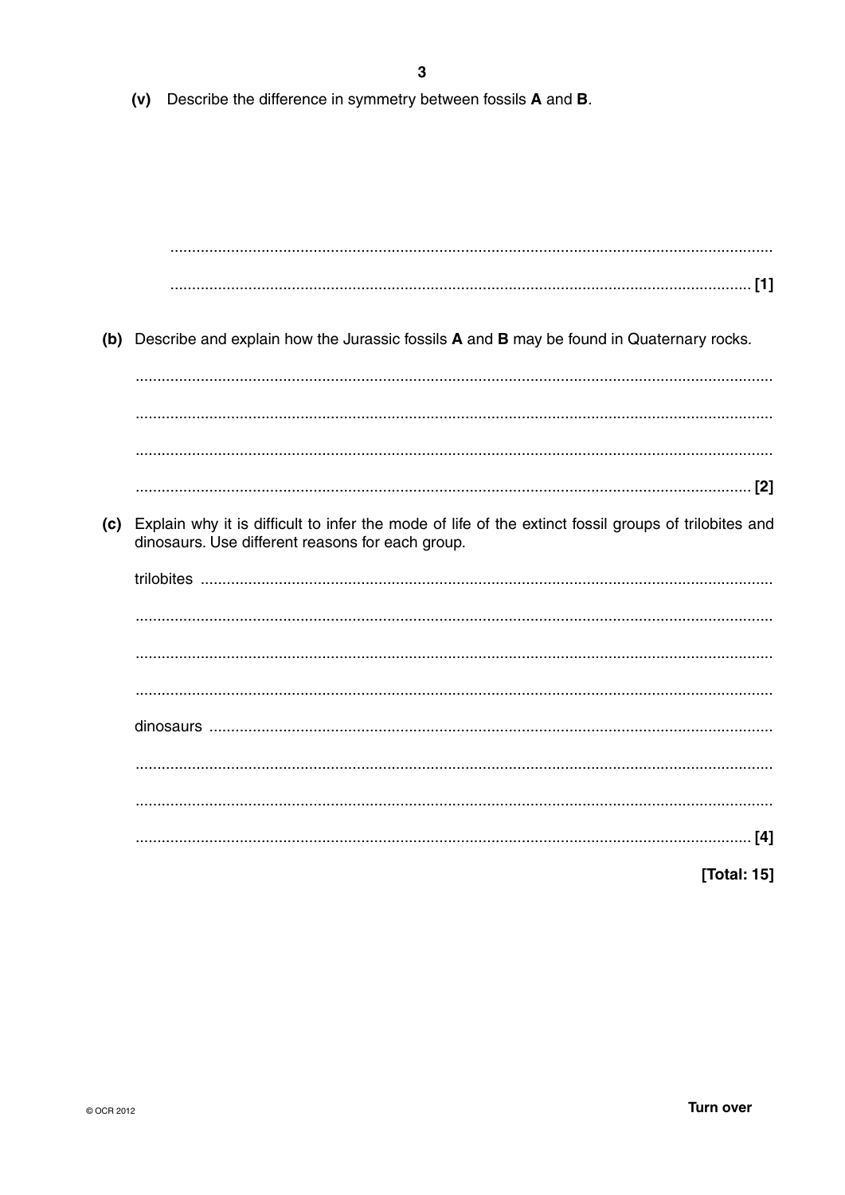(v) Describe the difference in symmetry between fossils **A** and **B**.

..........................................................................................................................................

.................................................................................................................................... [1]

**(b)** Describe and explain how the Jurassic fossils **A** and **B** may be found in Quaternary rocks.

..........................................................................................................................................

..........................................................................................................................................

..........................................................................................................................................

.................................................................................................................................... [2]

**(c)** Explain why it is difficult to infer the mode of life of the extinct fossil groups of trilobites and dinosaurs. Use different reasons for each group.

trilobites ..........................................................................................................................

..........................................................................................................................................

..........................................................................................................................................

..........................................................................................................................................

dinosaurs .........................................................................................................................

..........................................................................................................................................

..........................................................................................................................................

.................................................................................................................................... [4]

**[Total: 15]**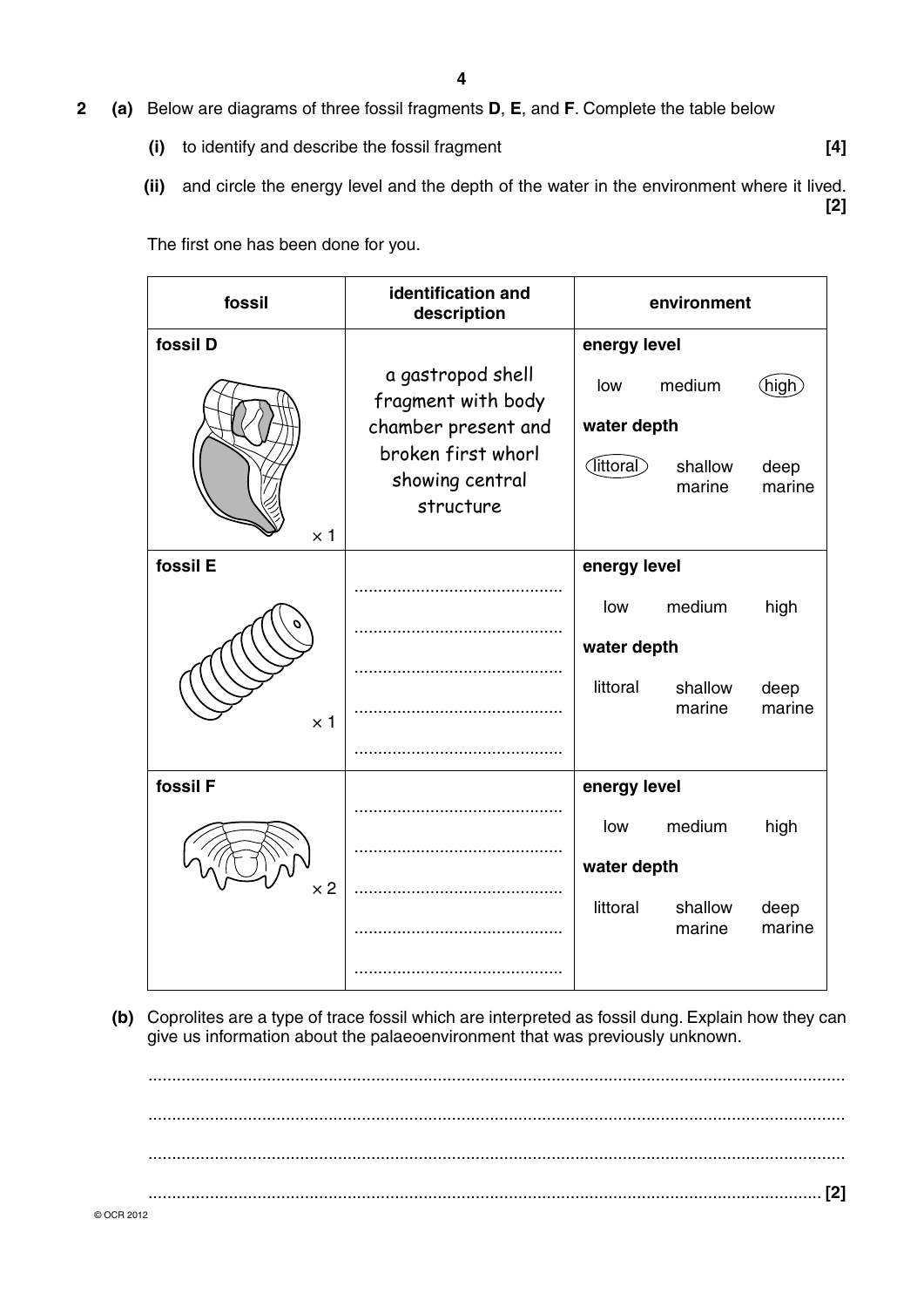**2** **(a)** Below are diagrams of three fossil fragments **D**, **E**, and **F**. Complete the table below

**(i)** to identify and describe the fossil fragment **[4]**

**(ii)** and circle the energy level and the depth of the water in the environment where it lived. **[2]**

The first one has been done for you.

| fossil | identification and description | environment |
|---|---|---|
| **fossil D** ×1 | a gastropod shell fragment with body chamber present and broken first whorl showing central structure | **energy level** low medium (high) **water depth** (littoral) shallow marine deep marine |
| **fossil E** ×1 | ........................................ ........................................ ........................................ ........................................ ........................................ | **energy level** low medium high **water depth** littoral shallow marine deep marine |
| **fossil F** ×2 | ........................................ ........................................ ........................................ ........................................ ........................................ | **energy level** low medium high **water depth** littoral shallow marine deep marine |

**(b)** Coprolites are a type of trace fossil which are interpreted as fossil dung. Explain how they can give us information about the palaeoenvironment that was previously unknown.

..........................................................................................................................................

..........................................................................................................................................

..........................................................................................................................................

.......................................................................................................................................... **[2]**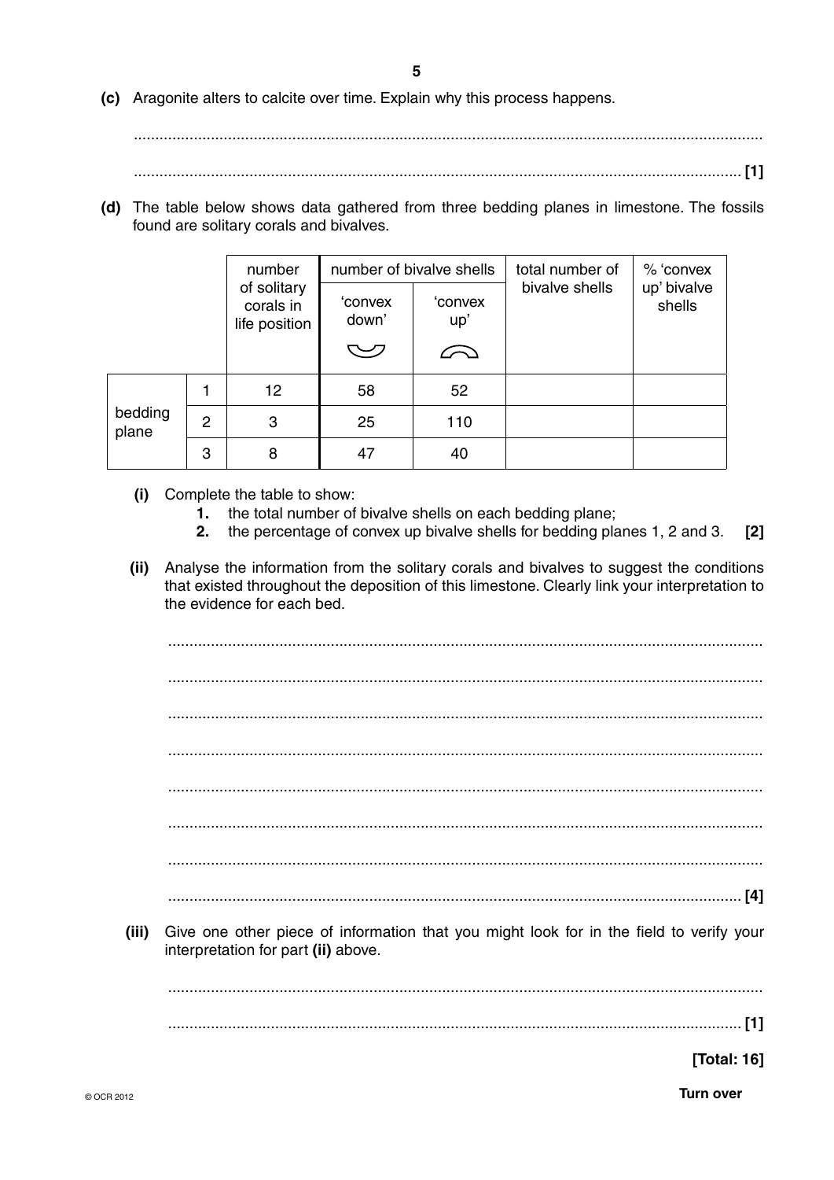**(c)** Aragonite alters to calcite over time. Explain why this process happens.

.......................................................................................................................................................

....................................................................................................................................................... **[1]**

**(d)** The table below shows data gathered from three bedding planes in limestone. The fossils found are solitary corals and bivalves.

| | | number of solitary corals in life position | number of bivalve shells | | total number of bivalve shells | % 'convex up' bivalve shells |
|---|---|---|---|---|---|---|
| | | | 'convex down' | 'convex up' | | |
| bedding plane | 1 | 12 | 58 | 52 | | |
| | 2 | 3 | 25 | 110 | | |
| | 3 | 8 | 47 | 40 | | |

**(i)** Complete the table to show:

**1.** the total number of bivalve shells on each bedding plane;

**2.** the percentage of convex up bivalve shells for bedding planes 1, 2 and 3. **[2]**

**(ii)** Analyse the information from the solitary corals and bivalves to suggest the conditions that existed throughout the deposition of this limestone. Clearly link your interpretation to the evidence for each bed.

.......................................................................................................................................................

.......................................................................................................................................................

.......................................................................................................................................................

.......................................................................................................................................................

.......................................................................................................................................................

.......................................................................................................................................................

.......................................................................................................................................................

....................................................................................................................................................... **[4]**

**(iii)** Give one other piece of information that you might look for in the field to verify your interpretation for part **(ii)** above.

.......................................................................................................................................................

....................................................................................................................................................... **[1]**

**[Total: 16]**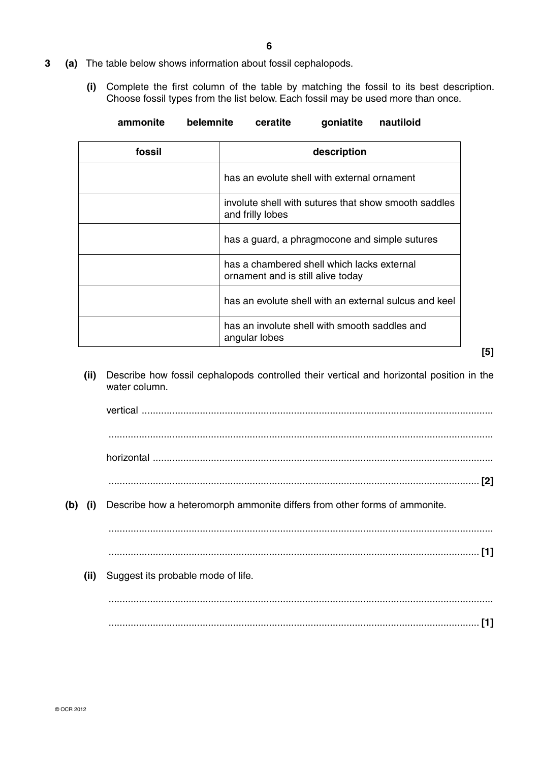**3 (a)** The table below shows information about fossil cephalopods.

**(i)** Complete the first column of the table by matching the fossil to its best description. Choose fossil types from the list below. Each fossil may be used more than once.

**ammonite** **belemnite** **ceratite** **goniatite** **nautiloid**

| fossil | description |
|---|---|
| | has an evolute shell with external ornament |
| | involute shell with sutures that show smooth saddles and frilly lobes |
| | has a guard, a phragmocone and simple sutures |
| | has a chambered shell which lacks external ornament and is still alive today |
| | has an evolute shell with an external sulcus and keel |
| | has an involute shell with smooth saddles and angular lobes |

**[5]**

**(ii)** Describe how fossil cephalopods controlled their vertical and horizontal position in the water column.

vertical ..........................................................................................................................

..........................................................................................................................

horizontal ..........................................................................................................................

.......................................................................................................................... **[2]**

**(b) (i)** Describe how a heteromorph ammonite differs from other forms of ammonite.

..........................................................................................................................

.......................................................................................................................... **[1]**

**(ii)** Suggest its probable mode of life.

..........................................................................................................................

.......................................................................................................................... **[1]**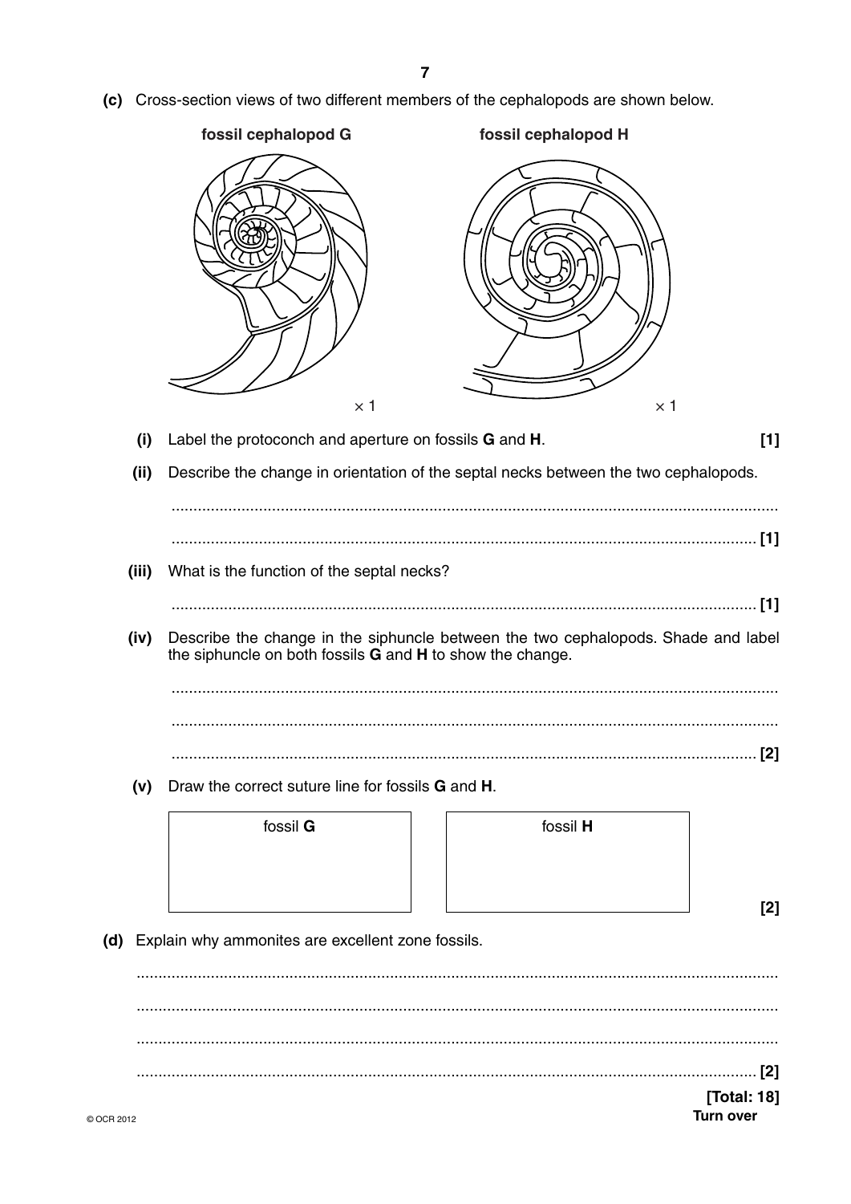**(c)** Cross-section views of two different members of the cephalopods are shown below.

**fossil cephalopod G** &nbsp;&nbsp;&nbsp;&nbsp;&nbsp;&nbsp;&nbsp;&nbsp; **fossil cephalopod H**

× 1 &nbsp;&nbsp;&nbsp;&nbsp;&nbsp;&nbsp;&nbsp;&nbsp; × 1

**(i)** Label the protoconch and aperture on fossils **G** and **H**. **[1]**

**(ii)** Describe the change in orientation of the septal necks between the two cephalopods.

.......................................................................................................................................

....................................................................................................................................... **[1]**

**(iii)** What is the function of the septal necks?

....................................................................................................................................... **[1]**

**(iv)** Describe the change in the siphuncle between the two cephalopods. Shade and label the siphuncle on both fossils **G** and **H** to show the change.

.......................................................................................................................................

.......................................................................................................................................

....................................................................................................................................... **[2]**

**(v)** Draw the correct suture line for fossils **G** and **H**.

| fossil **G** | fossil **H** |
|---|---|
| | |

**[2]**

**(d)** Explain why ammonites are excellent zone fossils.

.......................................................................................................................................

.......................................................................................................................................

.......................................................................................................................................

....................................................................................................................................... **[2]**

**[Total: 18]**

**Turn over**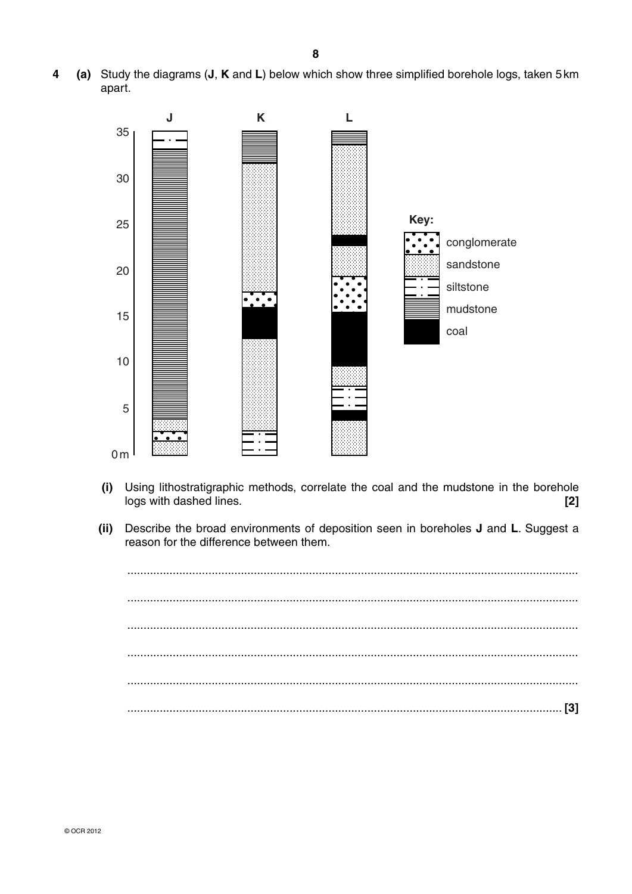**4 (a)** Study the diagrams (**J**, **K** and **L**) below which show three simplified borehole logs, taken 5 km apart.

J K L

35

30

25

20

15

10

5

0 m

Key:

conglomerate

sandstone

siltstone

mudstone

coal

**(i)** Using lithostratigraphic methods, correlate the coal and the mudstone in the borehole logs with dashed lines. **[2]**

**(ii)** Describe the broad environments of deposition seen in boreholes **J** and **L**. Suggest a reason for the difference between them.

...........................................................................................................................................

...........................................................................................................................................

...........................................................................................................................................

...........................................................................................................................................

...........................................................................................................................................

..................................................................................................................................... **[3]**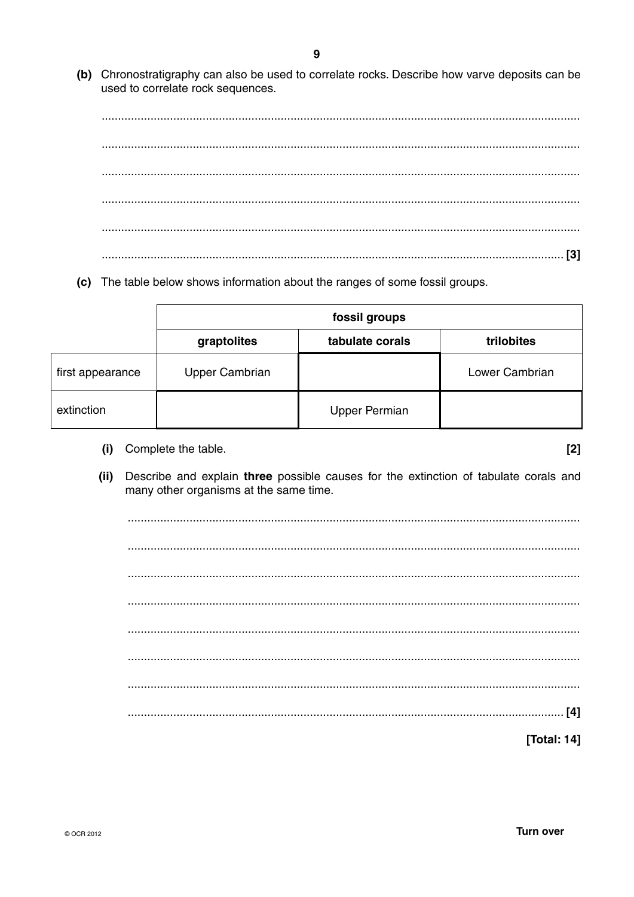**(b)** Chronostratigraphy can also be used to correlate rocks. Describe how varve deposits can be used to correlate rock sequences.

..........................................................................................................................................

..........................................................................................................................................

..........................................................................................................................................

..........................................................................................................................................

..........................................................................................................................................

.................................................................................................................................... **[3]**

**(c)** The table below shows information about the ranges of some fossil groups.

| | fossil groups | | |
|---|---|---|---|
| | **graptolites** | **tabulate corals** | **trilobites** |
| first appearance | Upper Cambrian | | Lower Cambrian |
| extinction | | Upper Permian | |

**(i)** Complete the table. **[2]**

**(ii)** Describe and explain **three** possible causes for the extinction of tabulate corals and many other organisms at the same time.

..........................................................................................................................................

..........................................................................................................................................

..........................................................................................................................................

..........................................................................................................................................

..........................................................................................................................................

..........................................................................................................................................

..........................................................................................................................................

.................................................................................................................................... **[4]**

**[Total: 14]**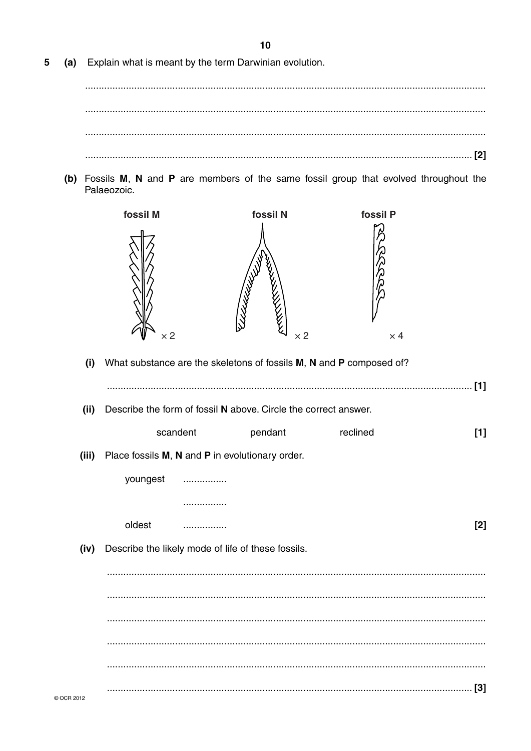**5** **(a)** Explain what is meant by the term Darwinian evolution.

...........................................................................................................................................

...........................................................................................................................................

...........................................................................................................................................

........................................................................................................................................... **[2]**

**(b)** Fossils **M**, **N** and **P** are members of the same fossil group that evolved throughout the Palaeozoic.

**fossil M** ×2 **fossil N** ×2 **fossil P** ×4

**(i)** What substance are the skeletons of fossils **M**, **N** and **P** composed of?

........................................................................................................................................... **[1]**

**(ii)** Describe the form of fossil **N** above. Circle the correct answer.

scandent pendant reclined **[1]**

**(iii)** Place fossils **M**, **N** and **P** in evolutionary order.

youngest ................

................

oldest ................ **[2]**

**(iv)** Describe the likely mode of life of these fossils.

...........................................................................................................................................

...........................................................................................................................................

...........................................................................................................................................

...........................................................................................................................................

...........................................................................................................................................

........................................................................................................................................... **[3]**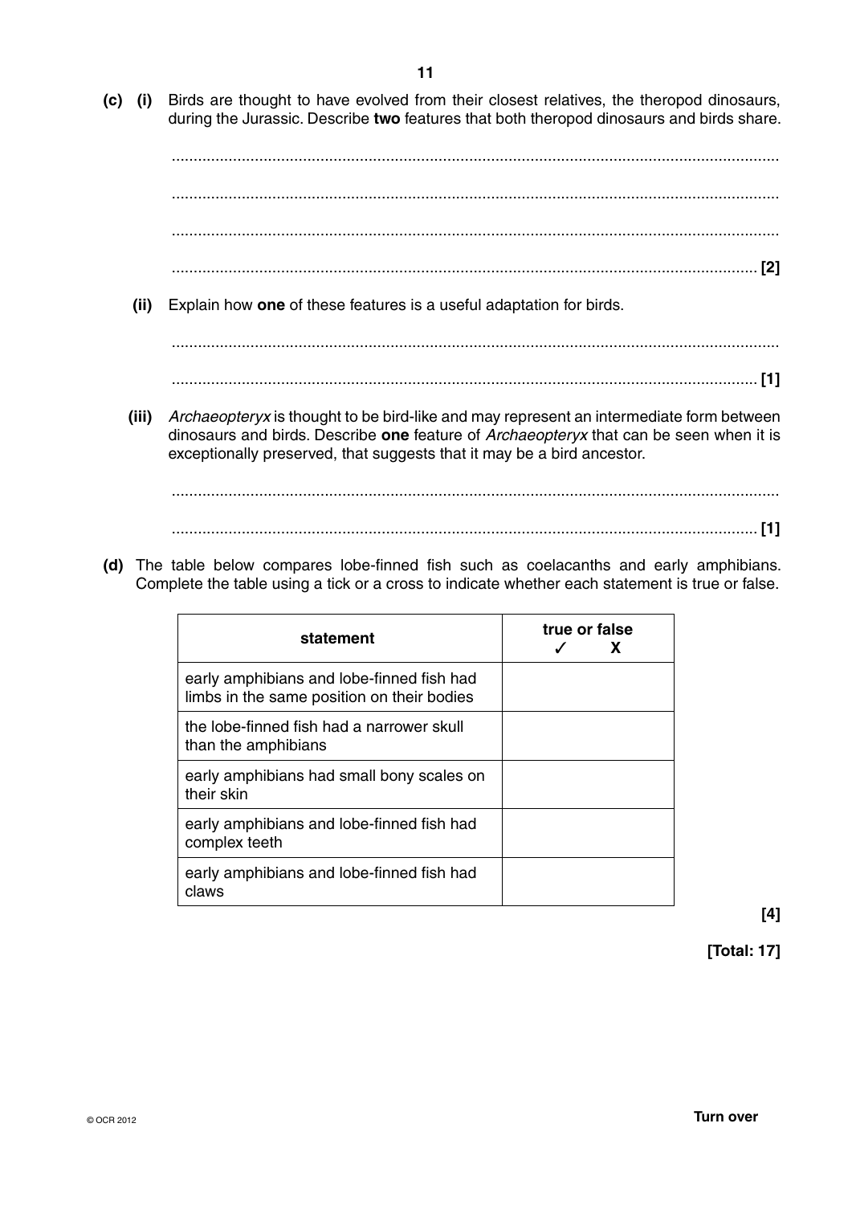**(c) (i)** Birds are thought to have evolved from their closest relatives, the theropod dinosaurs, during the Jurassic. Describe **two** features that both theropod dinosaurs and birds share.

..........................................................................................................................................

..........................................................................................................................................

..........................................................................................................................................

.................................................................................................................................... **[2]**

**(ii)** Explain how **one** of these features is a useful adaptation for birds.

..........................................................................................................................................

.................................................................................................................................... **[1]**

**(iii)** *Archaeopteryx* is thought to be bird-like and may represent an intermediate form between dinosaurs and birds. Describe **one** feature of *Archaeopteryx* that can be seen when it is exceptionally preserved, that suggests that it may be a bird ancestor.

..........................................................................................................................................

.................................................................................................................................... **[1]**

**(d)** The table below compares lobe-finned fish such as coelacanths and early amphibians. Complete the table using a tick or a cross to indicate whether each statement is true or false.

| statement | true or false ✓ X |
|---|---|
| early amphibians and lobe-finned fish had limbs in the same position on their bodies | |
| the lobe-finned fish had a narrower skull than the amphibians | |
| early amphibians had small bony scales on their skin | |
| early amphibians and lobe-finned fish had complex teeth | |
| early amphibians and lobe-finned fish had claws | |

**[4]**

**[Total: 17]**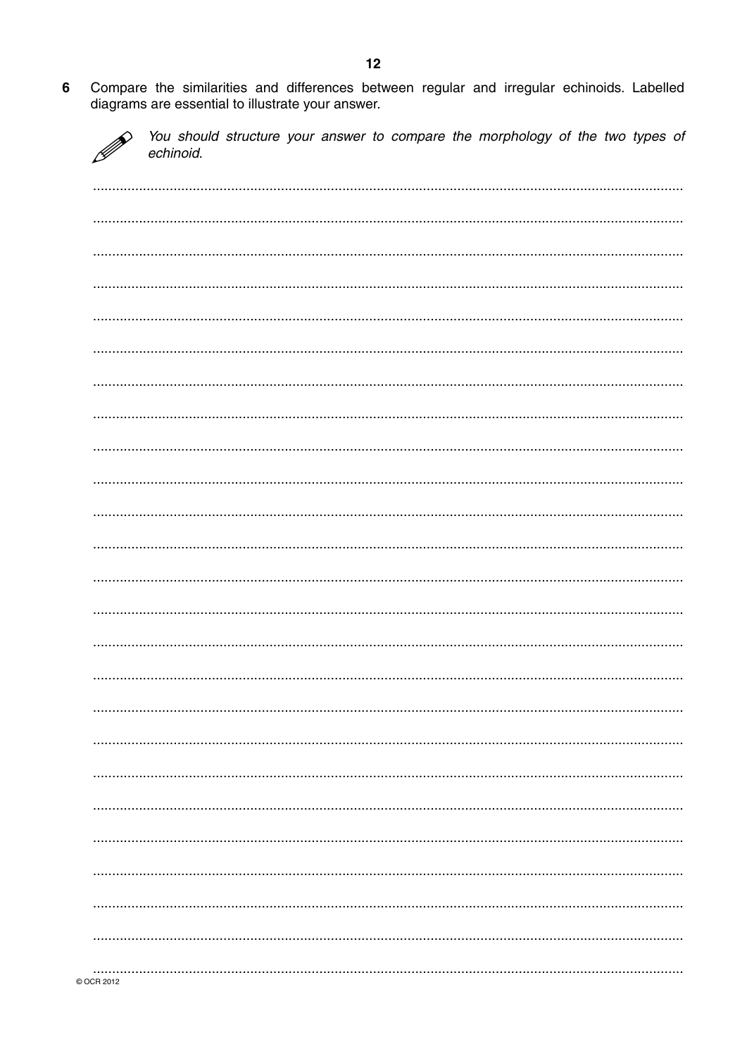**6** Compare the similarities and differences between regular and irregular echinoids. Labelled diagrams are essential to illustrate your answer.

*You should structure your answer to compare the morphology of the two types of echinoid.*

........................................................................................................................................................

........................................................................................................................................................

........................................................................................................................................................

........................................................................................................................................................

........................................................................................................................................................

........................................................................................................................................................

........................................................................................................................................................

........................................................................................................................................................

........................................................................................................................................................

........................................................................................................................................................

........................................................................................................................................................

........................................................................................................................................................

........................................................................................................................................................

........................................................................................................................................................

........................................................................................................................................................

........................................................................................................................................................

........................................................................................................................................................

........................................................................................................................................................

........................................................................................................................................................

........................................................................................................................................................

........................................................................................................................................................

........................................................................................................................................................

........................................................................................................................................................

........................................................................................................................................................

........................................................................................................................................................

© OCR 2012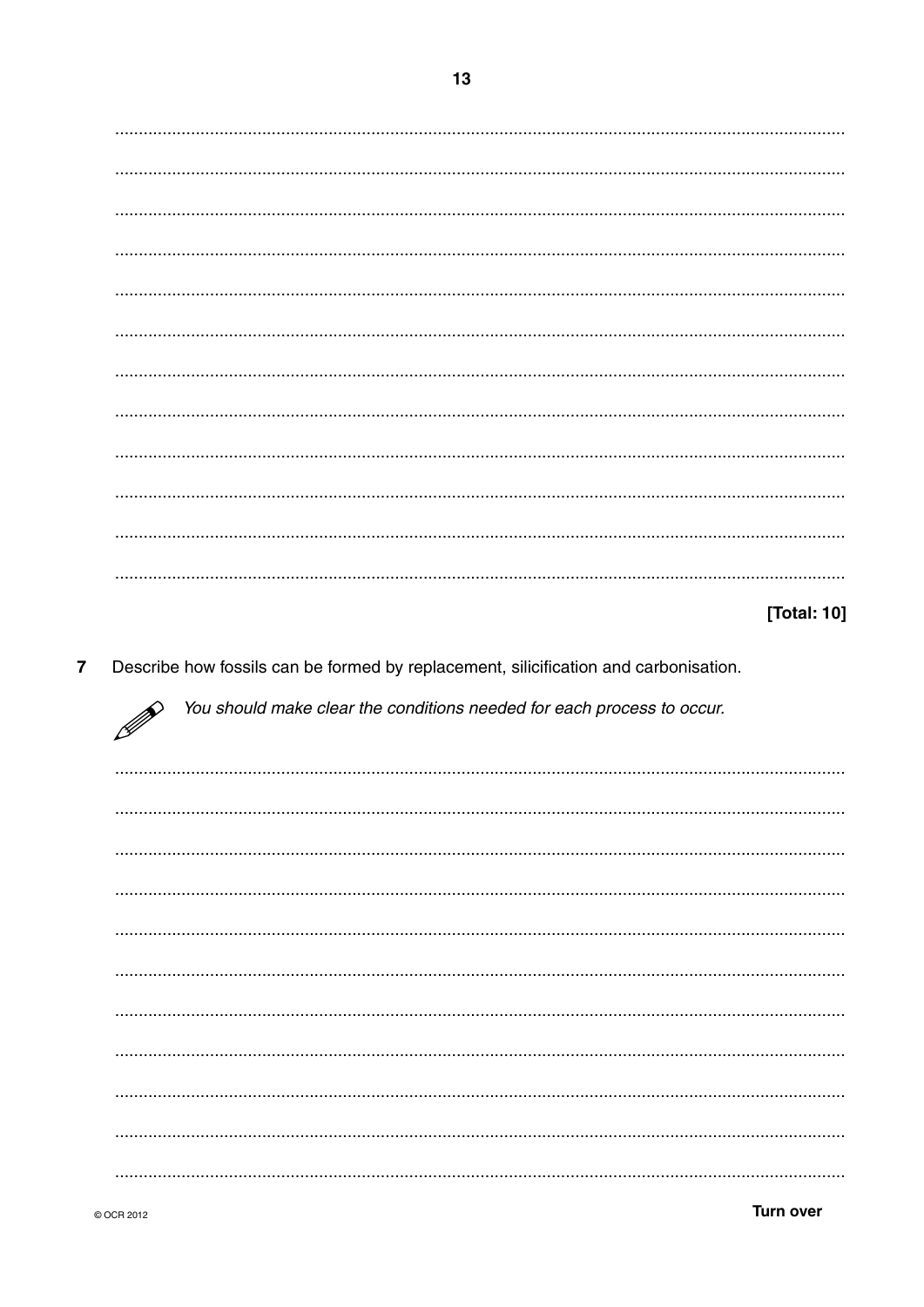[Total: 10]

7 Describe how fossils can be formed by replacement, silicification and carbonisation.

*You should make clear the conditions needed for each process to occur.*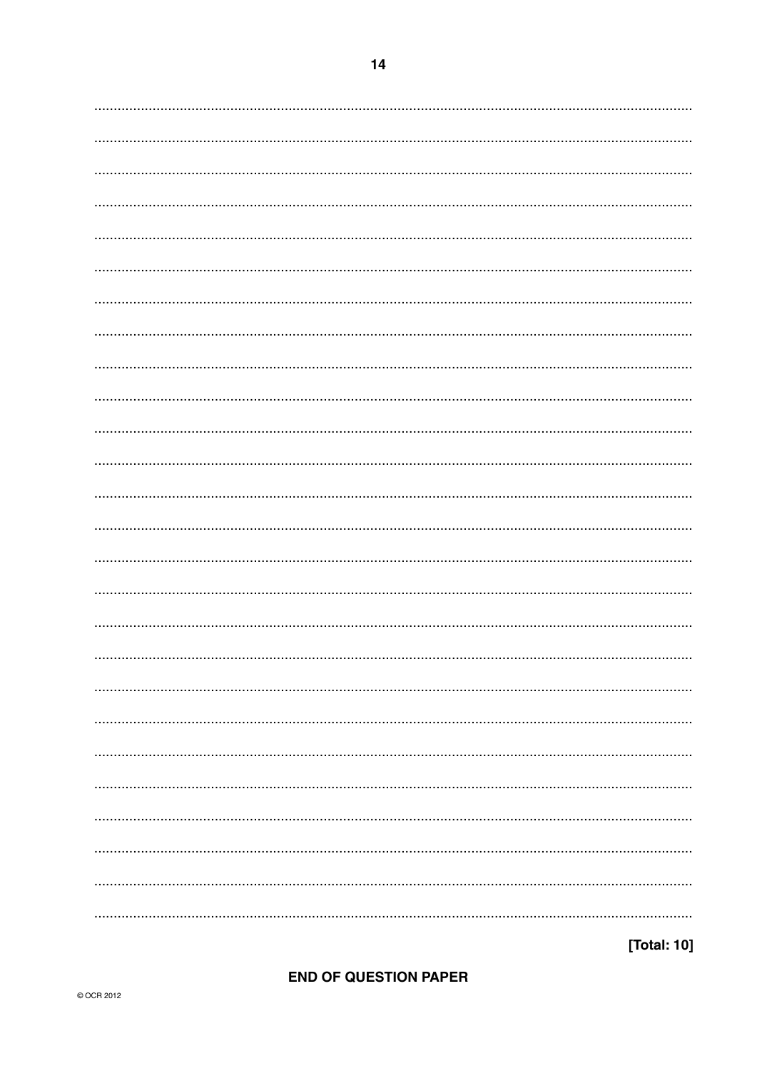[Total: 10]

**END OF QUESTION PAPER**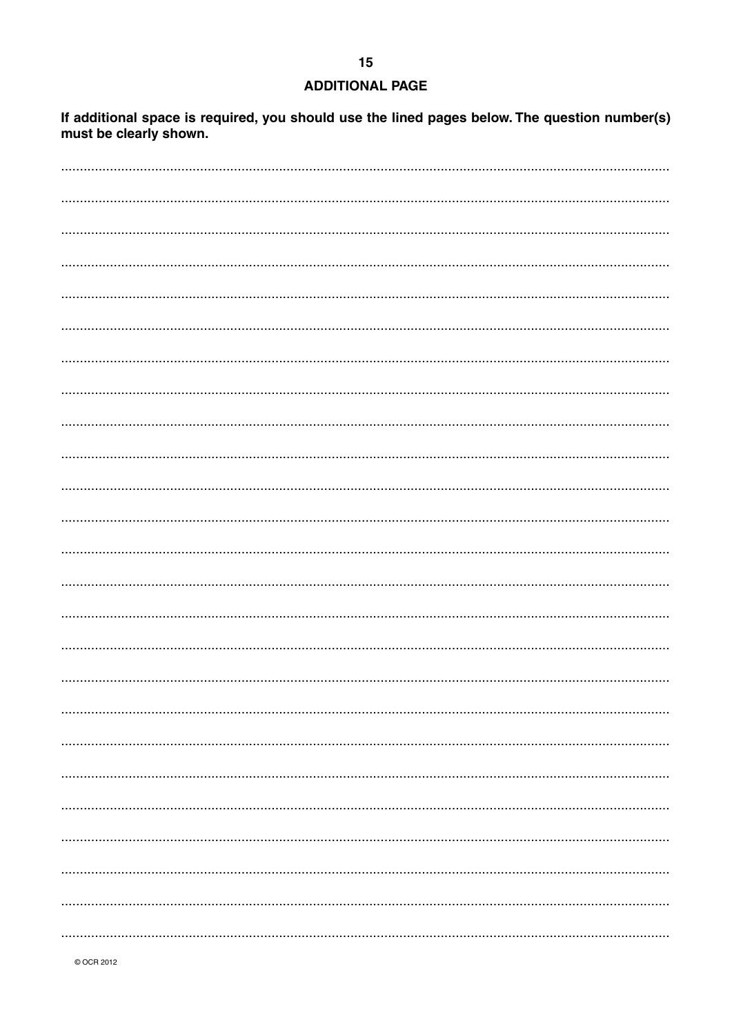## ADDITIONAL PAGE

**If additional space is required, you should use the lined pages below. The question number(s) must be clearly shown.**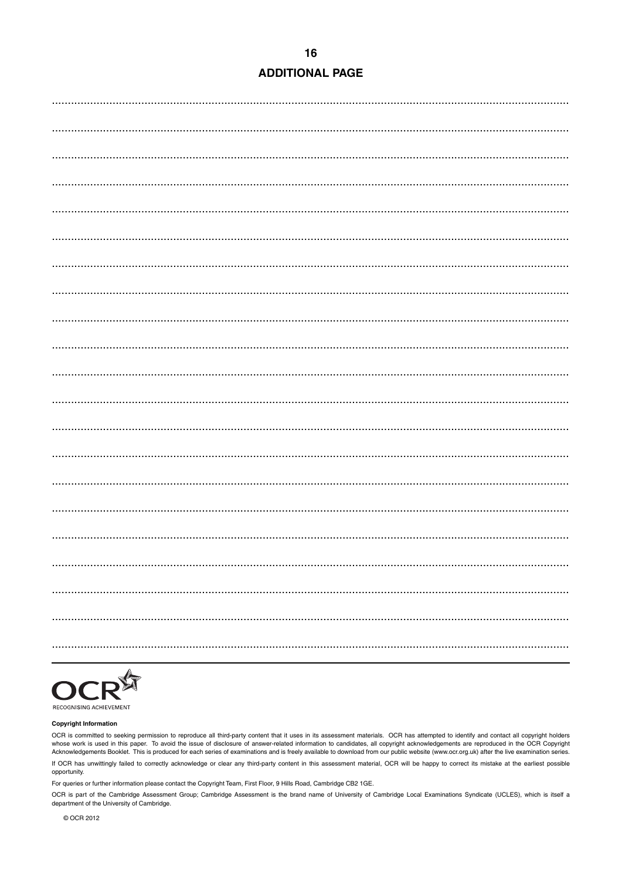## ADDITIONAL PAGE

RECOGNISING ACHIEVEMENT

**Copyright Information**

OCR is committed to seeking permission to reproduce all third-party content that it uses in its assessment materials. OCR has attempted to identify and contact all copyright holders whose work is used in this paper. To avoid the issue of disclosure of answer-related information to candidates, all copyright acknowledgements are reproduced in the OCR Copyright Acknowledgements Booklet. This is produced for each series of examinations and is freely available to download from our public website (www.ocr.org.uk) after the live examination series.

If OCR has unwittingly failed to correctly acknowledge or clear any third-party content in this assessment material, OCR will be happy to correct its mistake at the earliest possible opportunity.

For queries or further information please contact the Copyright Team, First Floor, 9 Hills Road, Cambridge CB2 1GE.

OCR is part of the Cambridge Assessment Group; Cambridge Assessment is the brand name of University of Cambridge Local Examinations Syndicate (UCLES), which is itself a department of the University of Cambridge.

© OCR 2012